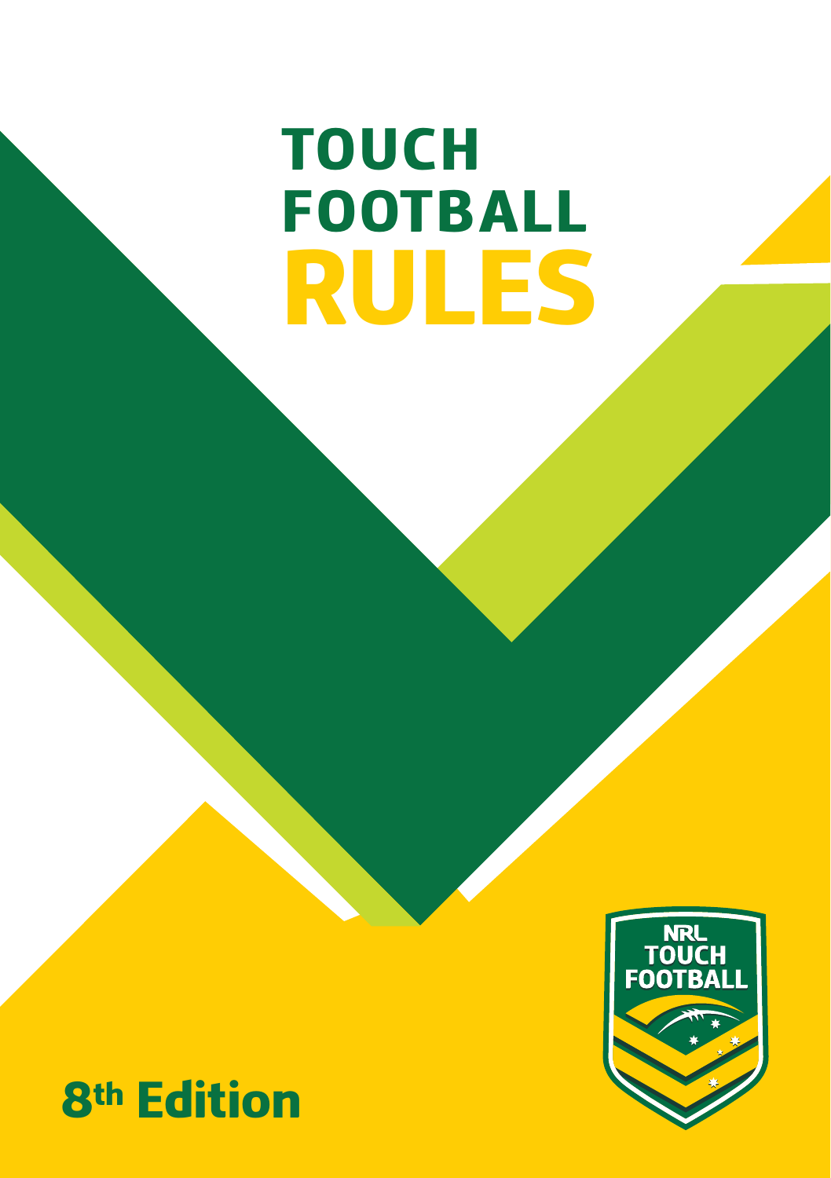# TOUCH FOOTBALL RULES

NRL TOUCH FOOTBALL

8th Edition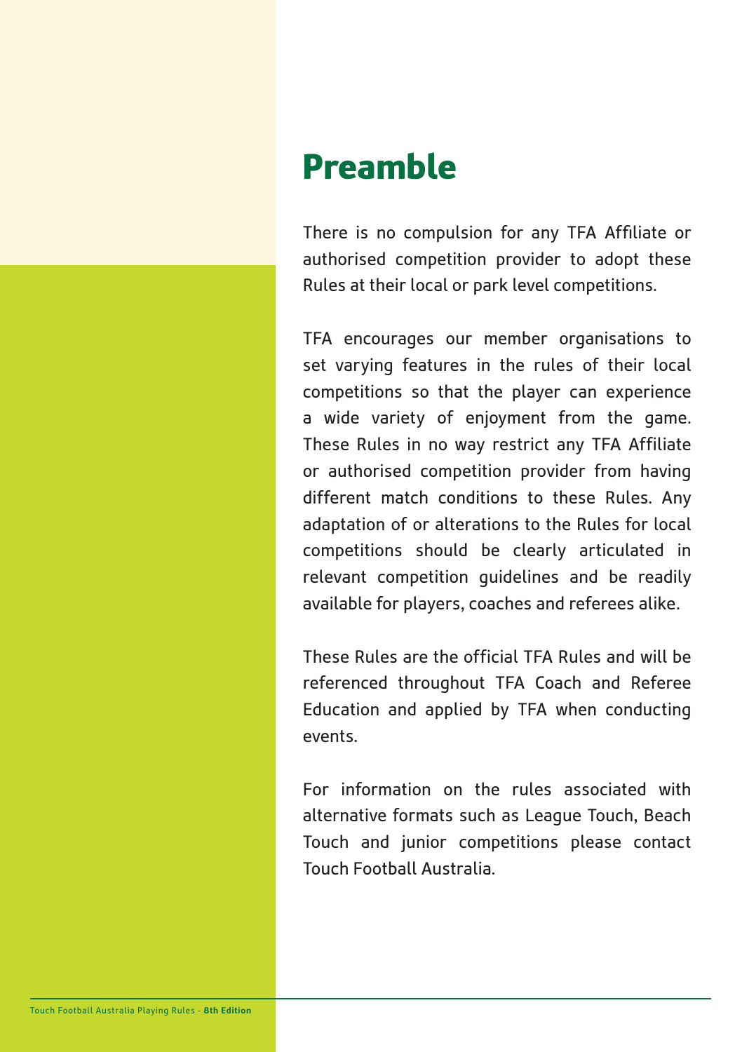# Preamble

There is no compulsion for any TFA Affiliate or authorised competition provider to adopt these Rules at their local or park level competitions.

TFA encourages our member organisations to set varying features in the rules of their local competitions so that the player can experience a wide variety of enjoyment from the game. These Rules in no way restrict any TFA Affiliate or authorised competition provider from having different match conditions to these Rules. Any adaptation of or alterations to the Rules for local competitions should be clearly articulated in relevant competition guidelines and be readily available for players, coaches and referees alike.

These Rules are the official TFA Rules and will be referenced throughout TFA Coach and Referee Education and applied by TFA when conducting events.

For information on the rules associated with alternative formats such as League Touch, Beach Touch and junior competitions please contact Touch Football Australia.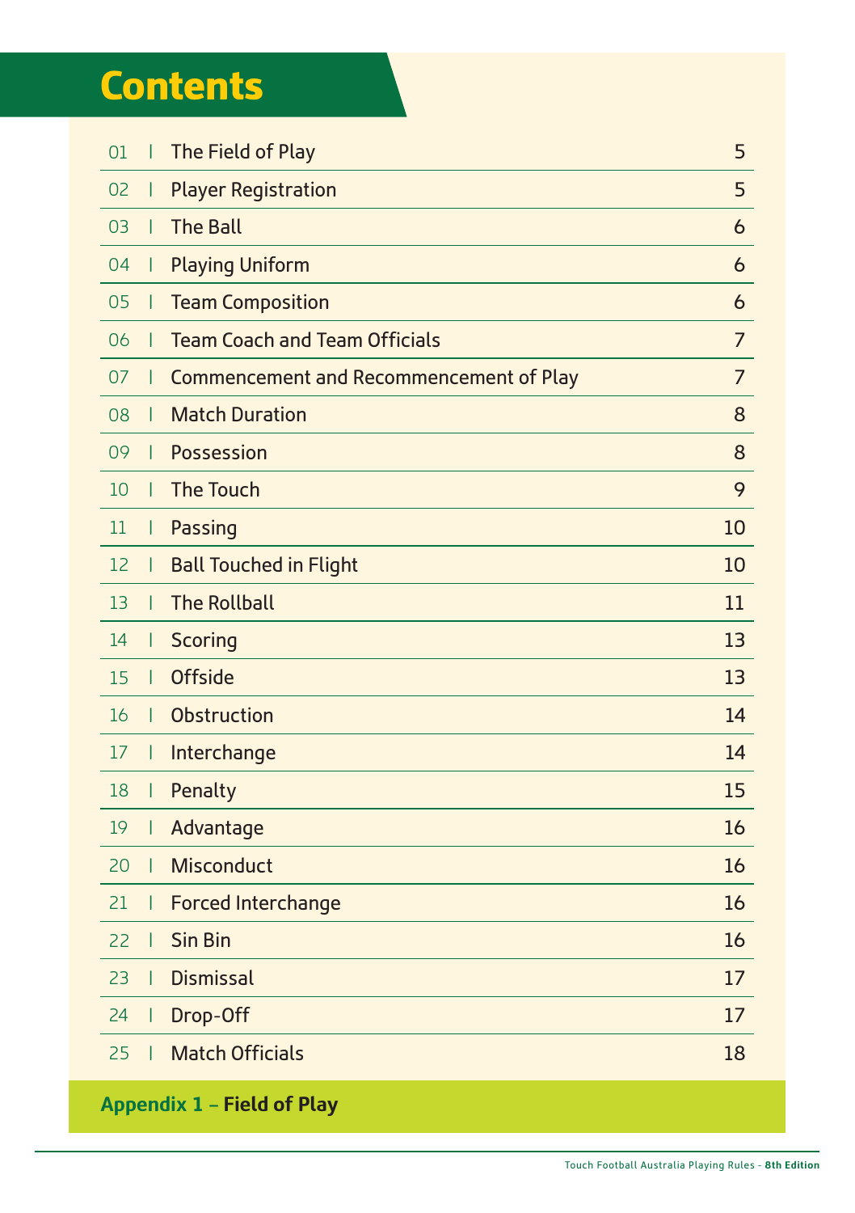# Contents

| | | |
|---|---|---|
| 01 | The Field of Play | 5 |
| 02 | Player Registration | 5 |
| 03 | The Ball | 6 |
| 04 | Playing Uniform | 6 |
| 05 | Team Composition | 6 |
| 06 | Team Coach and Team Officials | 7 |
| 07 | Commencement and Recommencement of Play | 7 |
| 08 | Match Duration | 8 |
| 09 | Possession | 8 |
| 10 | The Touch | 9 |
| 11 | Passing | 10 |
| 12 | Ball Touched in Flight | 10 |
| 13 | The Rollball | 11 |
| 14 | Scoring | 13 |
| 15 | Offside | 13 |
| 16 | Obstruction | 14 |
| 17 | Interchange | 14 |
| 18 | Penalty | 15 |
| 19 | Advantage | 16 |
| 20 | Misconduct | 16 |
| 21 | Forced Interchange | 16 |
| 22 | Sin Bin | 16 |
| 23 | Dismissal | 17 |
| 24 | Drop-Off | 17 |
| 25 | Match Officials | 18 |

**Appendix 1 – Field of Play**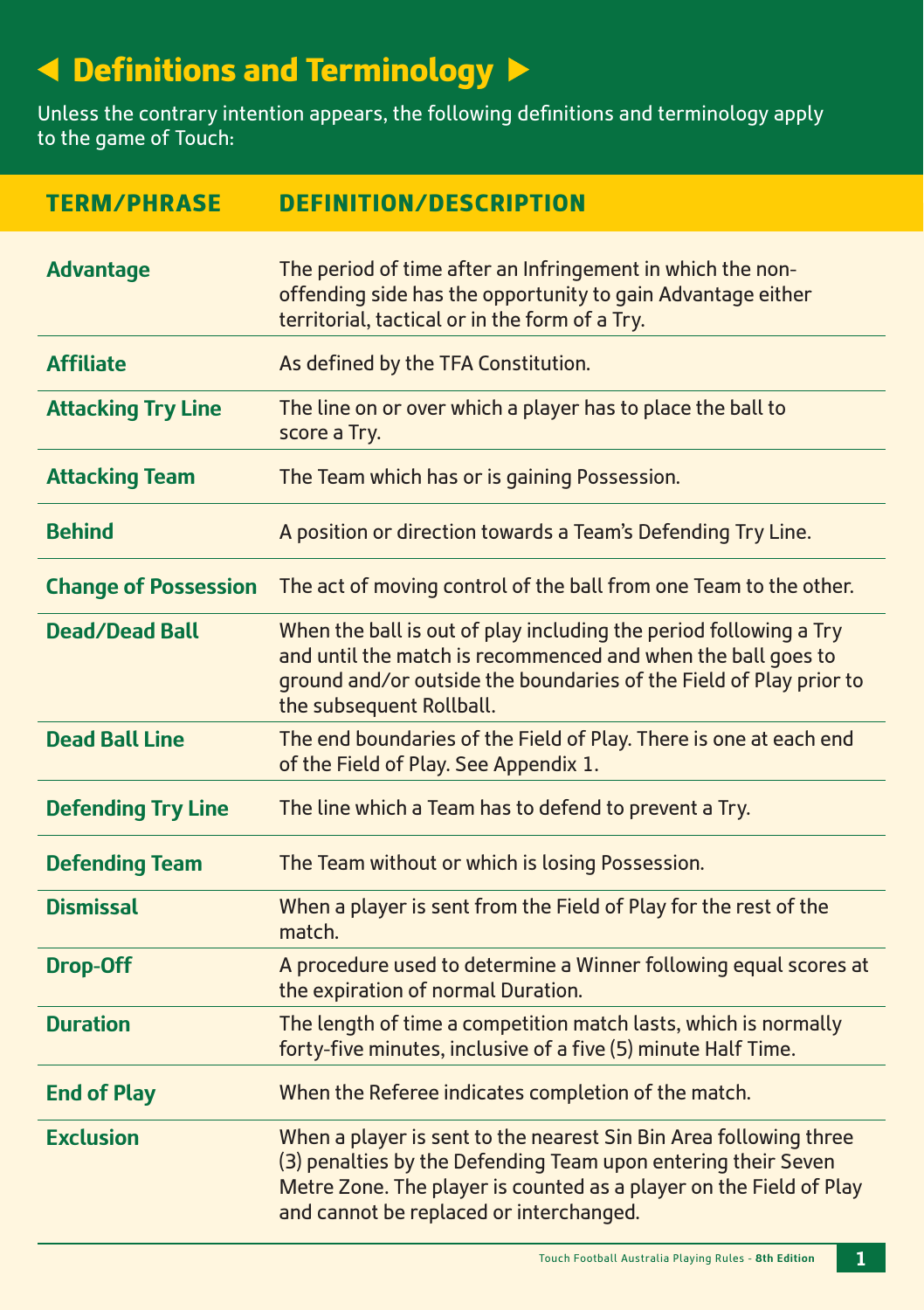# ◀ Definitions and Terminology ▶

Unless the contrary intention appears, the following definitions and terminology apply to the game of Touch:

| TERM/PHRASE | DEFINITION/DESCRIPTION |
|---|---|
| **Advantage** | The period of time after an Infringement in which the non-offending side has the opportunity to gain Advantage either territorial, tactical or in the form of a Try. |
| **Affiliate** | As defined by the TFA Constitution. |
| **Attacking Try Line** | The line on or over which a player has to place the ball to score a Try. |
| **Attacking Team** | The Team which has or is gaining Possession. |
| **Behind** | A position or direction towards a Team's Defending Try Line. |
| **Change of Possession** | The act of moving control of the ball from one Team to the other. |
| **Dead/Dead Ball** | When the ball is out of play including the period following a Try and until the match is recommenced and when the ball goes to ground and/or outside the boundaries of the Field of Play prior to the subsequent Rollball. |
| **Dead Ball Line** | The end boundaries of the Field of Play. There is one at each end of the Field of Play. See Appendix 1. |
| **Defending Try Line** | The line which a Team has to defend to prevent a Try. |
| **Defending Team** | The Team without or which is losing Possession. |
| **Dismissal** | When a player is sent from the Field of Play for the rest of the match. |
| **Drop-Off** | A procedure used to determine a Winner following equal scores at the expiration of normal Duration. |
| **Duration** | The length of time a competition match lasts, which is normally forty-five minutes, inclusive of a five (5) minute Half Time. |
| **End of Play** | When the Referee indicates completion of the match. |
| **Exclusion** | When a player is sent to the nearest Sin Bin Area following three (3) penalties by the Defending Team upon entering their Seven Metre Zone. The player is counted as a player on the Field of Play and cannot be replaced or interchanged. |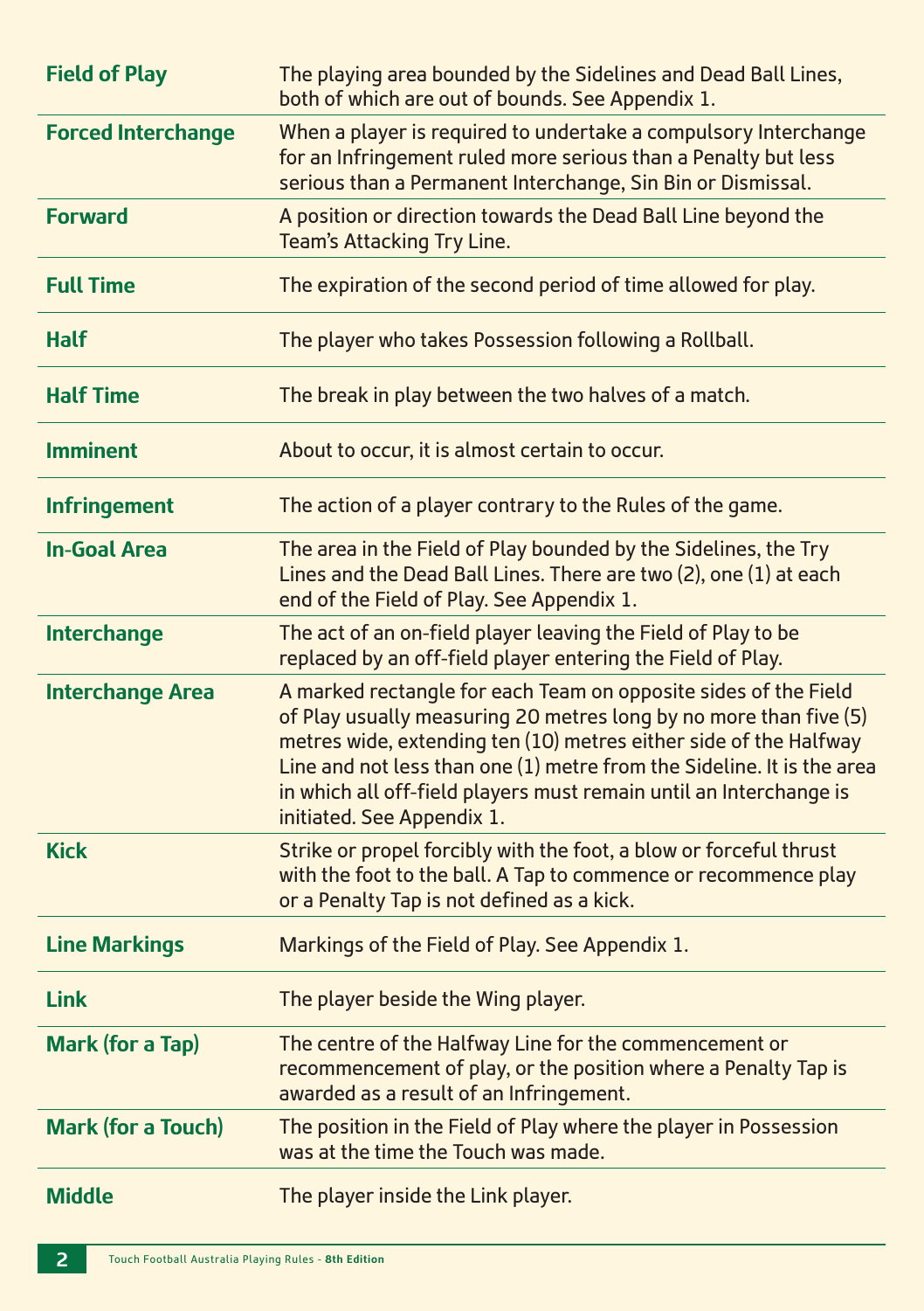| | |
|---|---|
| **Field of Play** | The playing area bounded by the Sidelines and Dead Ball Lines, both of which are out of bounds. See Appendix 1. |
| **Forced Interchange** | When a player is required to undertake a compulsory Interchange for an Infringement ruled more serious than a Penalty but less serious than a Permanent Interchange, Sin Bin or Dismissal. |
| **Forward** | A position or direction towards the Dead Ball Line beyond the Team's Attacking Try Line. |
| **Full Time** | The expiration of the second period of time allowed for play. |
| **Half** | The player who takes Possession following a Rollball. |
| **Half Time** | The break in play between the two halves of a match. |
| **Imminent** | About to occur, it is almost certain to occur. |
| **Infringement** | The action of a player contrary to the Rules of the game. |
| **In-Goal Area** | The area in the Field of Play bounded by the Sidelines, the Try Lines and the Dead Ball Lines. There are two (2), one (1) at each end of the Field of Play. See Appendix 1. |
| **Interchange** | The act of an on-field player leaving the Field of Play to be replaced by an off-field player entering the Field of Play. |
| **Interchange Area** | A marked rectangle for each Team on opposite sides of the Field of Play usually measuring 20 metres long by no more than five (5) metres wide, extending ten (10) metres either side of the Halfway Line and not less than one (1) metre from the Sideline. It is the area in which all off-field players must remain until an Interchange is initiated. See Appendix 1. |
| **Kick** | Strike or propel forcibly with the foot, a blow or forceful thrust with the foot to the ball. A Tap to commence or recommence play or a Penalty Tap is not defined as a kick. |
| **Line Markings** | Markings of the Field of Play. See Appendix 1. |
| **Link** | The player beside the Wing player. |
| **Mark (for a Tap)** | The centre of the Halfway Line for the commencement or recommencement of play, or the position where a Penalty Tap is awarded as a result of an Infringement. |
| **Mark (for a Touch)** | The position in the Field of Play where the player in Possession was at the time the Touch was made. |
| **Middle** | The player inside the Link player. |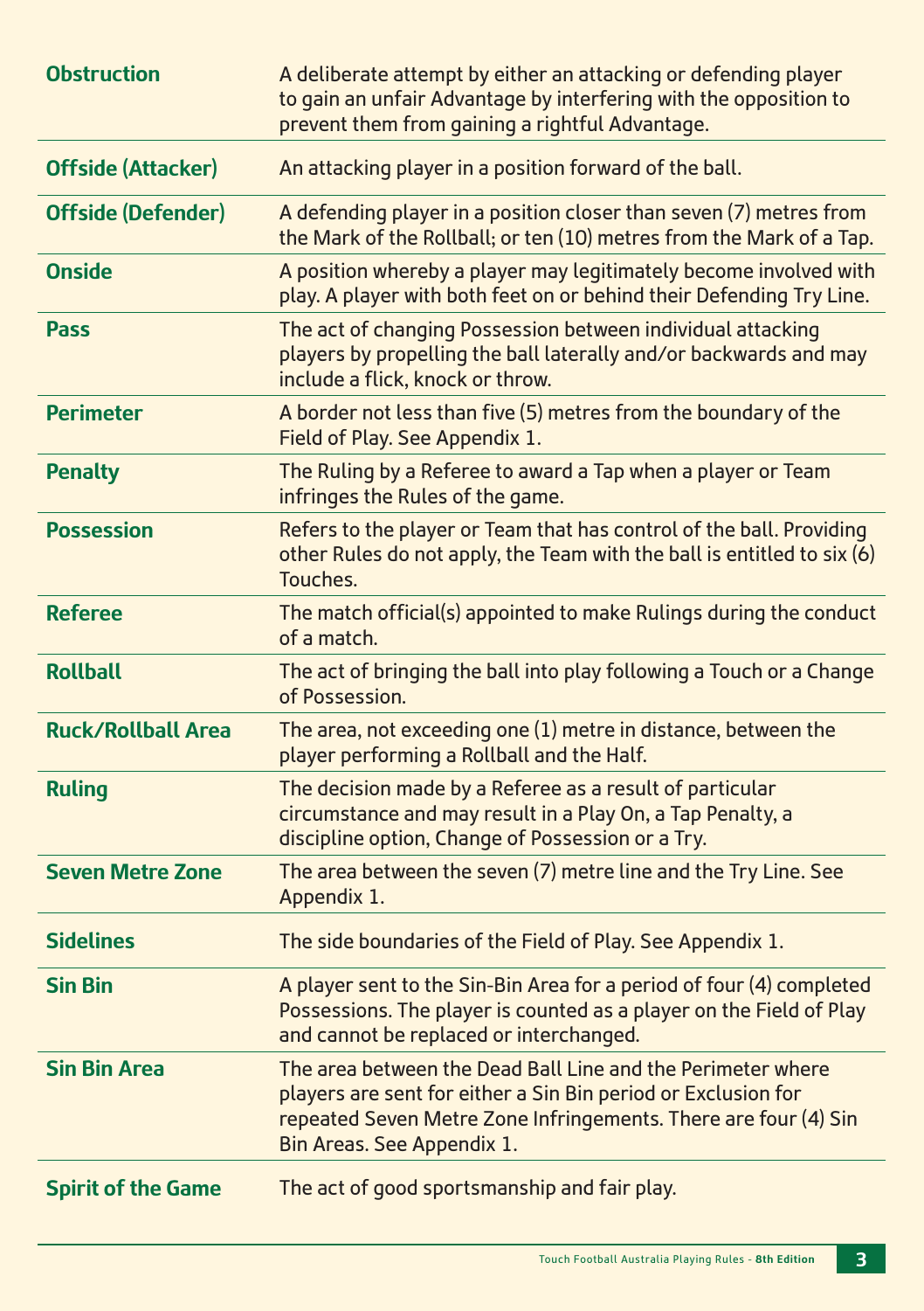| | |
|---|---|
| **Obstruction** | A deliberate attempt by either an attacking or defending player to gain an unfair Advantage by interfering with the opposition to prevent them from gaining a rightful Advantage. |
| **Offside (Attacker)** | An attacking player in a position forward of the ball. |
| **Offside (Defender)** | A defending player in a position closer than seven (7) metres from the Mark of the Rollball; or ten (10) metres from the Mark of a Tap. |
| **Onside** | A position whereby a player may legitimately become involved with play. A player with both feet on or behind their Defending Try Line. |
| **Pass** | The act of changing Possession between individual attacking players by propelling the ball laterally and/or backwards and may include a flick, knock or throw. |
| **Perimeter** | A border not less than five (5) metres from the boundary of the Field of Play. See Appendix 1. |
| **Penalty** | The Ruling by a Referee to award a Tap when a player or Team infringes the Rules of the game. |
| **Possession** | Refers to the player or Team that has control of the ball. Providing other Rules do not apply, the Team with the ball is entitled to six (6) Touches. |
| **Referee** | The match official(s) appointed to make Rulings during the conduct of a match. |
| **Rollball** | The act of bringing the ball into play following a Touch or a Change of Possession. |
| **Ruck/Rollball Area** | The area, not exceeding one (1) metre in distance, between the player performing a Rollball and the Half. |
| **Ruling** | The decision made by a Referee as a result of particular circumstance and may result in a Play On, a Tap Penalty, a discipline option, Change of Possession or a Try. |
| **Seven Metre Zone** | The area between the seven (7) metre line and the Try Line. See Appendix 1. |
| **Sidelines** | The side boundaries of the Field of Play. See Appendix 1. |
| **Sin Bin** | A player sent to the Sin-Bin Area for a period of four (4) completed Possessions. The player is counted as a player on the Field of Play and cannot be replaced or interchanged. |
| **Sin Bin Area** | The area between the Dead Ball Line and the Perimeter where players are sent for either a Sin Bin period or Exclusion for repeated Seven Metre Zone Infringements. There are four (4) Sin Bin Areas. See Appendix 1. |
| **Spirit of the Game** | The act of good sportsmanship and fair play. |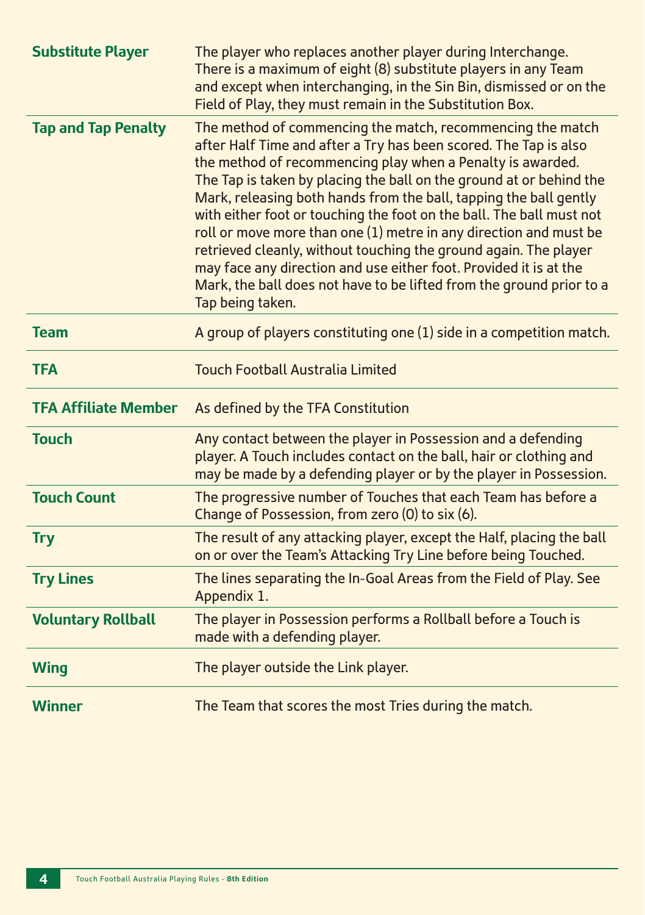| | |
|---|---|
| **Substitute Player** | The player who replaces another player during Interchange. There is a maximum of eight (8) substitute players in any Team and except when interchanging, in the Sin Bin, dismissed or on the Field of Play, they must remain in the Substitution Box. |
| **Tap and Tap Penalty** | The method of commencing the match, recommencing the match after Half Time and after a Try has been scored. The Tap is also the method of recommencing play when a Penalty is awarded. The Tap is taken by placing the ball on the ground at or behind the Mark, releasing both hands from the ball, tapping the ball gently with either foot or touching the foot on the ball. The ball must not roll or move more than one (1) metre in any direction and must be retrieved cleanly, without touching the ground again. The player may face any direction and use either foot. Provided it is at the Mark, the ball does not have to be lifted from the ground prior to a Tap being taken. |
| **Team** | A group of players constituting one (1) side in a competition match. |
| **TFA** | Touch Football Australia Limited |
| **TFA Affiliate Member** | As defined by the TFA Constitution |
| **Touch** | Any contact between the player in Possession and a defending player. A Touch includes contact on the ball, hair or clothing and may be made by a defending player or by the player in Possession. |
| **Touch Count** | The progressive number of Touches that each Team has before a Change of Possession, from zero (0) to six (6). |
| **Try** | The result of any attacking player, except the Half, placing the ball on or over the Team's Attacking Try Line before being Touched. |
| **Try Lines** | The lines separating the In-Goal Areas from the Field of Play. See Appendix 1. |
| **Voluntary Rollball** | The player in Possession performs a Rollball before a Touch is made with a defending player. |
| **Wing** | The player outside the Link player. |
| **Winner** | The Team that scores the most Tries during the match. |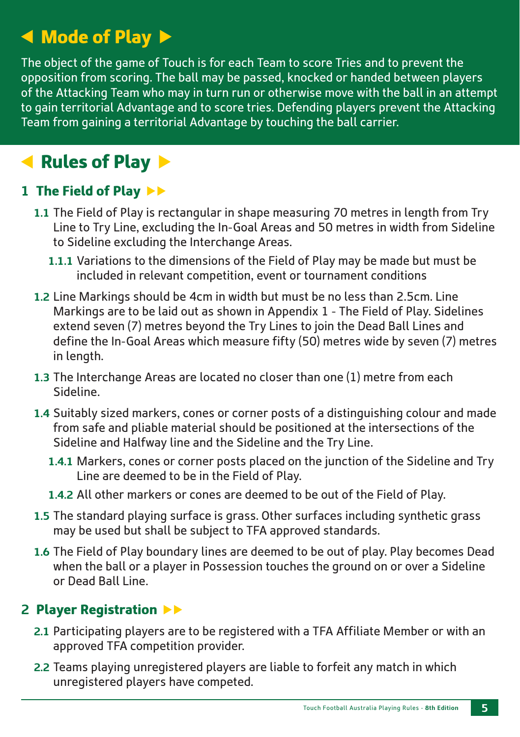# Mode of Play

The object of the game of Touch is for each Team to score Tries and to prevent the opposition from scoring. The ball may be passed, knocked or handed between players of the Attacking Team who may in turn run or otherwise move with the ball in an attempt to gain territorial Advantage and to score tries. Defending players prevent the Attacking Team from gaining a territorial Advantage by touching the ball carrier.

# Rules of Play

## 1 The Field of Play

**1.1** The Field of Play is rectangular in shape measuring 70 metres in length from Try Line to Try Line, excluding the In-Goal Areas and 50 metres in width from Sideline to Sideline excluding the Interchange Areas.

**1.1.1** Variations to the dimensions of the Field of Play may be made but must be included in relevant competition, event or tournament conditions

**1.2** Line Markings should be 4cm in width but must be no less than 2.5cm. Line Markings are to be laid out as shown in Appendix 1 - The Field of Play. Sidelines extend seven (7) metres beyond the Try Lines to join the Dead Ball Lines and define the In-Goal Areas which measure fifty (50) metres wide by seven (7) metres in length.

**1.3** The Interchange Areas are located no closer than one (1) metre from each Sideline.

**1.4** Suitably sized markers, cones or corner posts of a distinguishing colour and made from safe and pliable material should be positioned at the intersections of the Sideline and Halfway line and the Sideline and the Try Line.

**1.4.1** Markers, cones or corner posts placed on the junction of the Sideline and Try Line are deemed to be in the Field of Play.

**1.4.2** All other markers or cones are deemed to be out of the Field of Play.

**1.5** The standard playing surface is grass. Other surfaces including synthetic grass may be used but shall be subject to TFA approved standards.

**1.6** The Field of Play boundary lines are deemed to be out of play. Play becomes Dead when the ball or a player in Possession touches the ground on or over a Sideline or Dead Ball Line.

## 2 Player Registration

**2.1** Participating players are to be registered with a TFA Affiliate Member or with an approved TFA competition provider.

**2.2** Teams playing unregistered players are liable to forfeit any match in which unregistered players have competed.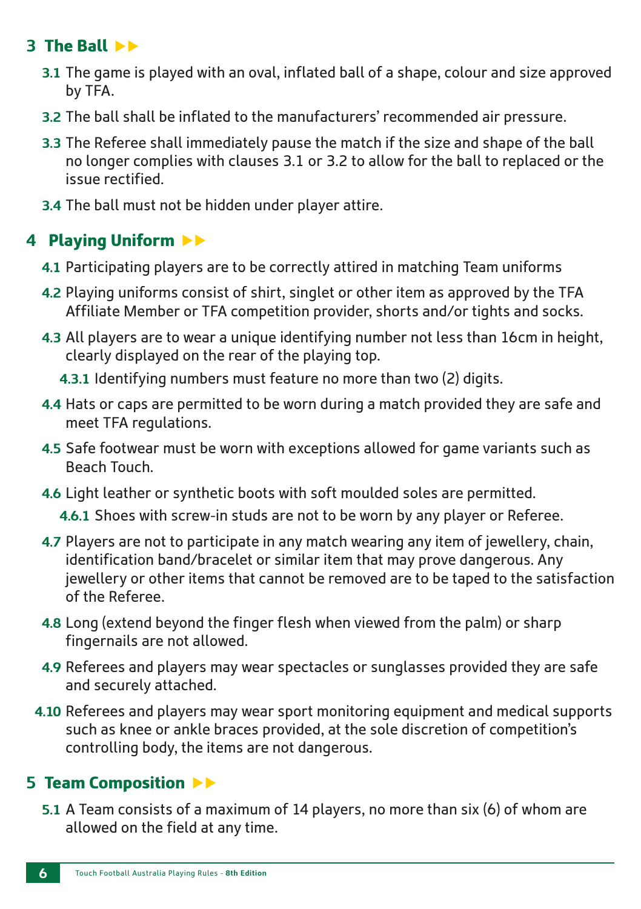## 3 The Ball ►►

**3.1** The game is played with an oval, inflated ball of a shape, colour and size approved by TFA.

**3.2** The ball shall be inflated to the manufacturers' recommended air pressure.

**3.3** The Referee shall immediately pause the match if the size and shape of the ball no longer complies with clauses 3.1 or 3.2 to allow for the ball to replaced or the issue rectified.

**3.4** The ball must not be hidden under player attire.

## 4 Playing Uniform ►►

**4.1** Participating players are to be correctly attired in matching Team uniforms

**4.2** Playing uniforms consist of shirt, singlet or other item as approved by the TFA Affiliate Member or TFA competition provider, shorts and/or tights and socks.

**4.3** All players are to wear a unique identifying number not less than 16cm in height, clearly displayed on the rear of the playing top.

**4.3.1** Identifying numbers must feature no more than two (2) digits.

**4.4** Hats or caps are permitted to be worn during a match provided they are safe and meet TFA regulations.

**4.5** Safe footwear must be worn with exceptions allowed for game variants such as Beach Touch.

**4.6** Light leather or synthetic boots with soft moulded soles are permitted.

**4.6.1** Shoes with screw-in studs are not to be worn by any player or Referee.

**4.7** Players are not to participate in any match wearing any item of jewellery, chain, identification band/bracelet or similar item that may prove dangerous. Any jewellery or other items that cannot be removed are to be taped to the satisfaction of the Referee.

**4.8** Long (extend beyond the finger flesh when viewed from the palm) or sharp fingernails are not allowed.

**4.9** Referees and players may wear spectacles or sunglasses provided they are safe and securely attached.

**4.10** Referees and players may wear sport monitoring equipment and medical supports such as knee or ankle braces provided, at the sole discretion of competition's controlling body, the items are not dangerous.

## 5 Team Composition ►►

**5.1** A Team consists of a maximum of 14 players, no more than six (6) of whom are allowed on the field at any time.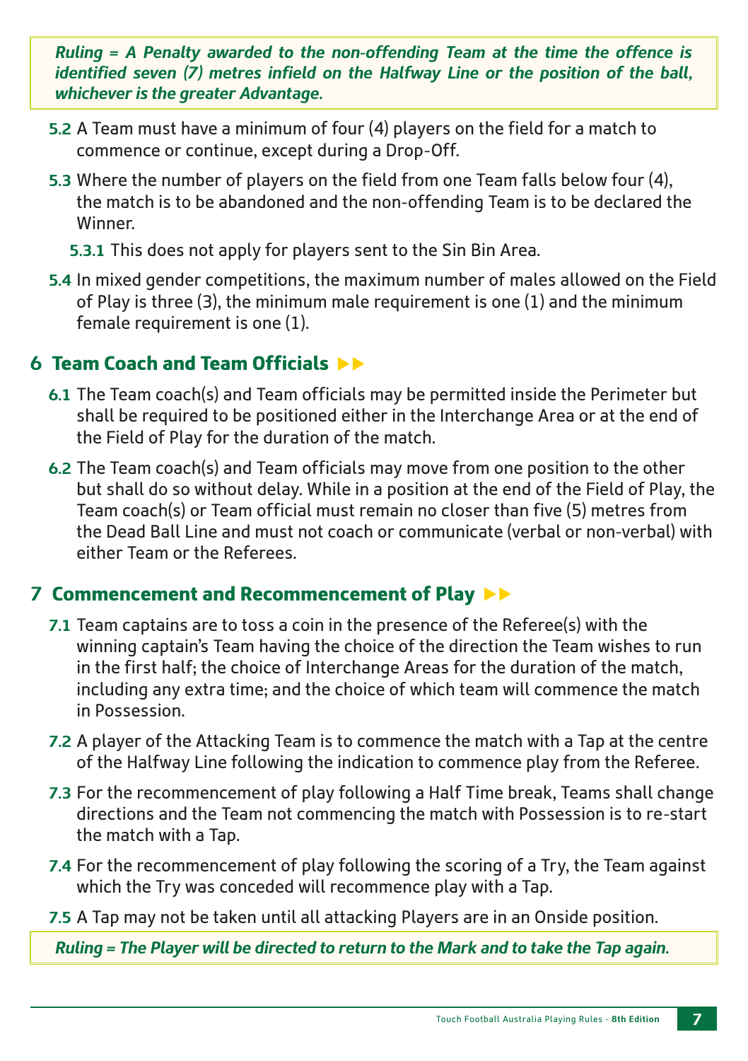***Ruling = A Penalty awarded to the non-offending Team at the time the offence is identified seven (7) metres infield on the Halfway Line or the position of the ball, whichever is the greater Advantage.***

**5.2** A Team must have a minimum of four (4) players on the field for a match to commence or continue, except during a Drop-Off.

**5.3** Where the number of players on the field from one Team falls below four (4), the match is to be abandoned and the non-offending Team is to be declared the Winner.

**5.3.1** This does not apply for players sent to the Sin Bin Area.

**5.4** In mixed gender competitions, the maximum number of males allowed on the Field of Play is three (3), the minimum male requirement is one (1) and the minimum female requirement is one (1).

## 6 Team Coach and Team Officials ▶▶

**6.1** The Team coach(s) and Team officials may be permitted inside the Perimeter but shall be required to be positioned either in the Interchange Area or at the end of the Field of Play for the duration of the match.

**6.2** The Team coach(s) and Team officials may move from one position to the other but shall do so without delay. While in a position at the end of the Field of Play, the Team coach(s) or Team official must remain no closer than five (5) metres from the Dead Ball Line and must not coach or communicate (verbal or non-verbal) with either Team or the Referees.

## 7 Commencement and Recommencement of Play ▶▶

**7.1** Team captains are to toss a coin in the presence of the Referee(s) with the winning captain's Team having the choice of the direction the Team wishes to run in the first half; the choice of Interchange Areas for the duration of the match, including any extra time; and the choice of which team will commence the match in Possession.

**7.2** A player of the Attacking Team is to commence the match with a Tap at the centre of the Halfway Line following the indication to commence play from the Referee.

**7.3** For the recommencement of play following a Half Time break, Teams shall change directions and the Team not commencing the match with Possession is to re-start the match with a Tap.

**7.4** For the recommencement of play following the scoring of a Try, the Team against which the Try was conceded will recommence play with a Tap.

**7.5** A Tap may not be taken until all attacking Players are in an Onside position.

***Ruling = The Player will be directed to return to the Mark and to take the Tap again.***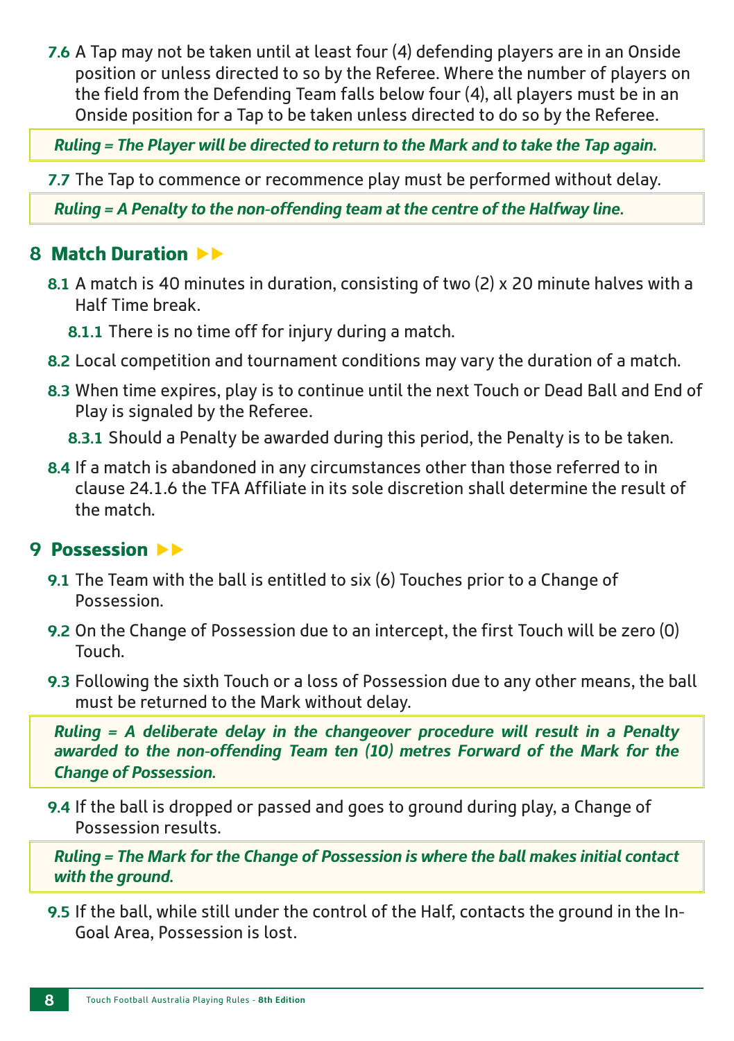**7.6** A Tap may not be taken until at least four (4) defending players are in an Onside position or unless directed to so by the Referee. Where the number of players on the field from the Defending Team falls below four (4), all players must be in an Onside position for a Tap to be taken unless directed to do so by the Referee.

***Ruling = The Player will be directed to return to the Mark and to take the Tap again.***

**7.7** The Tap to commence or recommence play must be performed without delay.

***Ruling = A Penalty to the non-offending team at the centre of the Halfway line.***

## 8 Match Duration ▶▶

**8.1** A match is 40 minutes in duration, consisting of two (2) x 20 minute halves with a Half Time break.

**8.1.1** There is no time off for injury during a match.

**8.2** Local competition and tournament conditions may vary the duration of a match.

**8.3** When time expires, play is to continue until the next Touch or Dead Ball and End of Play is signaled by the Referee.

**8.3.1** Should a Penalty be awarded during this period, the Penalty is to be taken.

**8.4** If a match is abandoned in any circumstances other than those referred to in clause 24.1.6 the TFA Affiliate in its sole discretion shall determine the result of the match.

## 9 Possession ▶▶

**9.1** The Team with the ball is entitled to six (6) Touches prior to a Change of Possession.

**9.2** On the Change of Possession due to an intercept, the first Touch will be zero (0) Touch.

**9.3** Following the sixth Touch or a loss of Possession due to any other means, the ball must be returned to the Mark without delay.

***Ruling = A deliberate delay in the changeover procedure will result in a Penalty awarded to the non-offending Team ten (10) metres Forward of the Mark for the Change of Possession.***

**9.4** If the ball is dropped or passed and goes to ground during play, a Change of Possession results.

***Ruling = The Mark for the Change of Possession is where the ball makes initial contact with the ground.***

**9.5** If the ball, while still under the control of the Half, contacts the ground in the In-Goal Area, Possession is lost.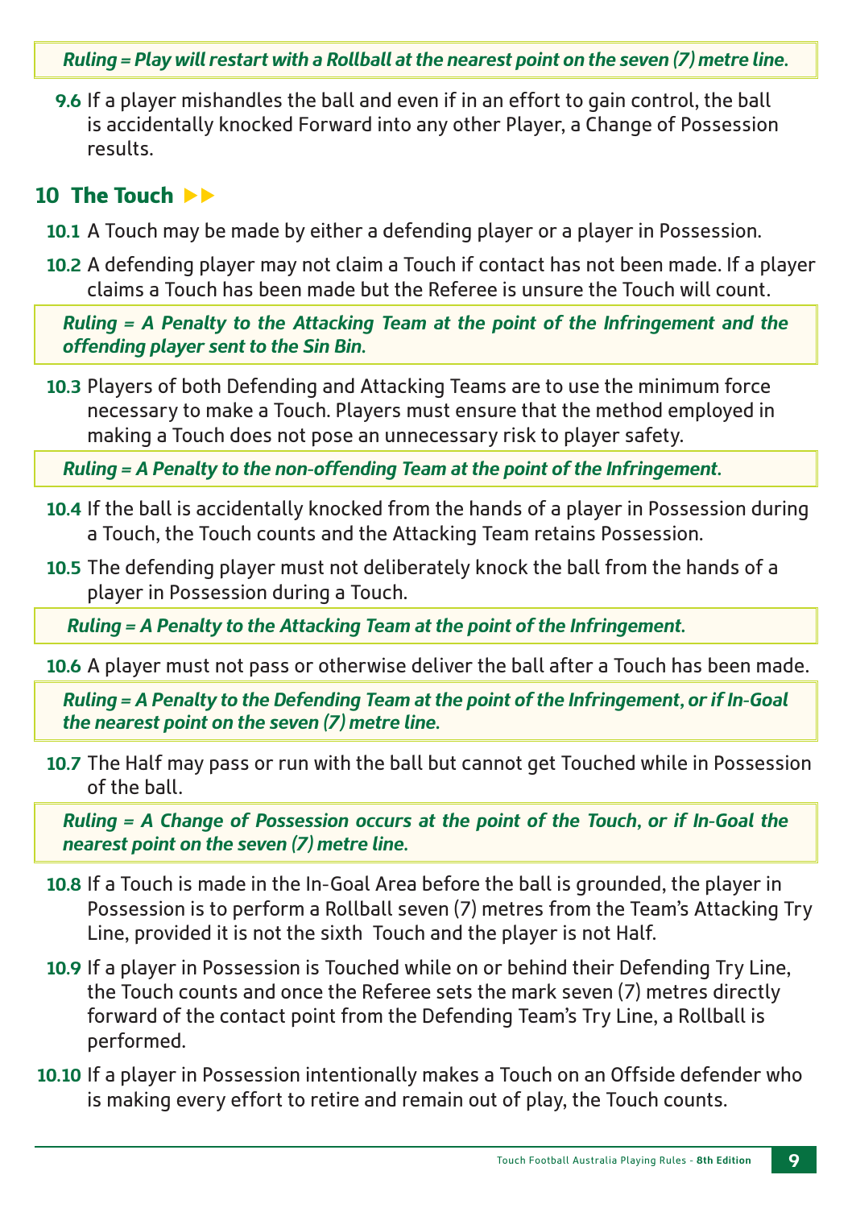***Ruling = Play will restart with a Rollball at the nearest point on the seven (7) metre line.***

**9.6** If a player mishandles the ball and even if in an effort to gain control, the ball is accidentally knocked Forward into any other Player, a Change of Possession results.

## 10 The Touch ▶▶

**10.1** A Touch may be made by either a defending player or a player in Possession.

**10.2** A defending player may not claim a Touch if contact has not been made. If a player claims a Touch has been made but the Referee is unsure the Touch will count.

***Ruling = A Penalty to the Attacking Team at the point of the Infringement and the offending player sent to the Sin Bin.***

**10.3** Players of both Defending and Attacking Teams are to use the minimum force necessary to make a Touch. Players must ensure that the method employed in making a Touch does not pose an unnecessary risk to player safety.

***Ruling = A Penalty to the non-offending Team at the point of the Infringement.***

**10.4** If the ball is accidentally knocked from the hands of a player in Possession during a Touch, the Touch counts and the Attacking Team retains Possession.

**10.5** The defending player must not deliberately knock the ball from the hands of a player in Possession during a Touch.

***Ruling = A Penalty to the Attacking Team at the point of the Infringement.***

**10.6** A player must not pass or otherwise deliver the ball after a Touch has been made.

***Ruling = A Penalty to the Defending Team at the point of the Infringement, or if In-Goal the nearest point on the seven (7) metre line.***

**10.7** The Half may pass or run with the ball but cannot get Touched while in Possession of the ball.

***Ruling = A Change of Possession occurs at the point of the Touch, or if In-Goal the nearest point on the seven (7) metre line.***

**10.8** If a Touch is made in the In-Goal Area before the ball is grounded, the player in Possession is to perform a Rollball seven (7) metres from the Team's Attacking Try Line, provided it is not the sixth Touch and the player is not Half.

**10.9** If a player in Possession is Touched while on or behind their Defending Try Line, the Touch counts and once the Referee sets the mark seven (7) metres directly forward of the contact point from the Defending Team's Try Line, a Rollball is performed.

**10.10** If a player in Possession intentionally makes a Touch on an Offside defender who is making every effort to retire and remain out of play, the Touch counts.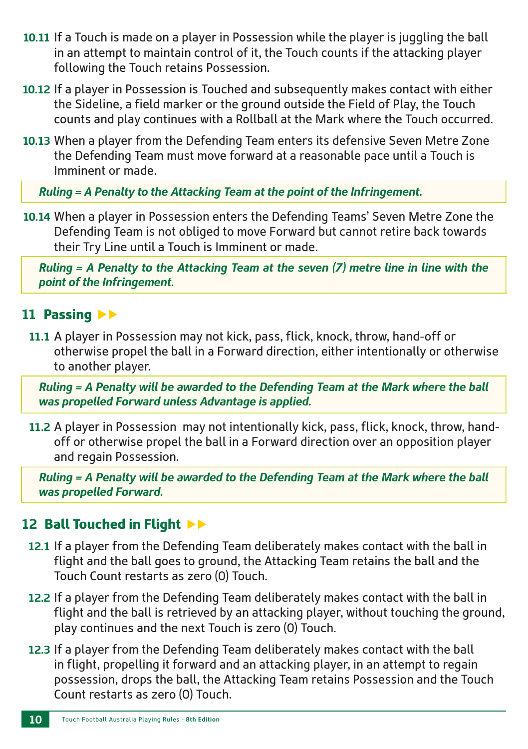**10.11** If a Touch is made on a player in Possession while the player is juggling the ball in an attempt to maintain control of it, the Touch counts if the attacking player following the Touch retains Possession.

**10.12** If a player in Possession is Touched and subsequently makes contact with either the Sideline, a field marker or the ground outside the Field of Play, the Touch counts and play continues with a Rollball at the Mark where the Touch occurred.

**10.13** When a player from the Defending Team enters its defensive Seven Metre Zone the Defending Team must move forward at a reasonable pace until a Touch is Imminent or made.

***Ruling = A Penalty to the Attacking Team at the point of the Infringement.***

**10.14** When a player in Possession enters the Defending Teams' Seven Metre Zone the Defending Team is not obliged to move Forward but cannot retire back towards their Try Line until a Touch is Imminent or made.

***Ruling = A Penalty to the Attacking Team at the seven (7) metre line in line with the point of the Infringement.***

## 11 Passing ▶▶

**11.1** A player in Possession may not kick, pass, flick, knock, throw, hand-off or otherwise propel the ball in a Forward direction, either intentionally or otherwise to another player.

***Ruling = A Penalty will be awarded to the Defending Team at the Mark where the ball was propelled Forward unless Advantage is applied.***

**11.2** A player in Possession may not intentionally kick, pass, flick, knock, throw, hand-off or otherwise propel the ball in a Forward direction over an opposition player and regain Possession.

***Ruling = A Penalty will be awarded to the Defending Team at the Mark where the ball was propelled Forward.***

## 12 Ball Touched in Flight ▶▶

**12.1** If a player from the Defending Team deliberately makes contact with the ball in flight and the ball goes to ground, the Attacking Team retains the ball and the Touch Count restarts as zero (0) Touch.

**12.2** If a player from the Defending Team deliberately makes contact with the ball in flight and the ball is retrieved by an attacking player, without touching the ground, play continues and the next Touch is zero (0) Touch.

**12.3** If a player from the Defending Team deliberately makes contact with the ball in flight, propelling it forward and an attacking player, in an attempt to regain possession, drops the ball, the Attacking Team retains Possession and the Touch Count restarts as zero (0) Touch.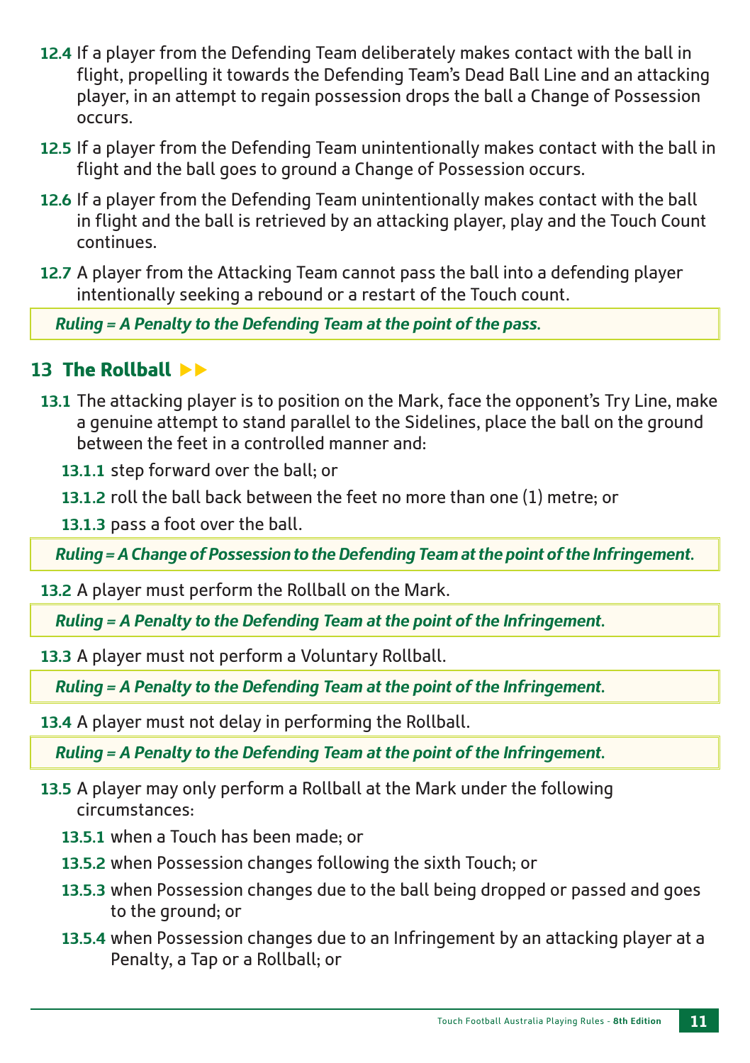**12.4** If a player from the Defending Team deliberately makes contact with the ball in flight, propelling it towards the Defending Team's Dead Ball Line and an attacking player, in an attempt to regain possession drops the ball a Change of Possession occurs.

**12.5** If a player from the Defending Team unintentionally makes contact with the ball in flight and the ball goes to ground a Change of Possession occurs.

**12.6** If a player from the Defending Team unintentionally makes contact with the ball in flight and the ball is retrieved by an attacking player, play and the Touch Count continues.

**12.7** A player from the Attacking Team cannot pass the ball into a defending player intentionally seeking a rebound or a restart of the Touch count.

***Ruling = A Penalty to the Defending Team at the point of the pass.***

## 13 The Rollball ▶▶

**13.1** The attacking player is to position on the Mark, face the opponent's Try Line, make a genuine attempt to stand parallel to the Sidelines, place the ball on the ground between the feet in a controlled manner and:

**13.1.1** step forward over the ball; or

**13.1.2** roll the ball back between the feet no more than one (1) metre; or

**13.1.3** pass a foot over the ball.

***Ruling = A Change of Possession to the Defending Team at the point of the Infringement.***

**13.2** A player must perform the Rollball on the Mark.

***Ruling = A Penalty to the Defending Team at the point of the Infringement.***

**13.3** A player must not perform a Voluntary Rollball.

***Ruling = A Penalty to the Defending Team at the point of the Infringement.***

**13.4** A player must not delay in performing the Rollball.

***Ruling = A Penalty to the Defending Team at the point of the Infringement.***

**13.5** A player may only perform a Rollball at the Mark under the following circumstances:

**13.5.1** when a Touch has been made; or

**13.5.2** when Possession changes following the sixth Touch; or

**13.5.3** when Possession changes due to the ball being dropped or passed and goes to the ground; or

**13.5.4** when Possession changes due to an Infringement by an attacking player at a Penalty, a Tap or a Rollball; or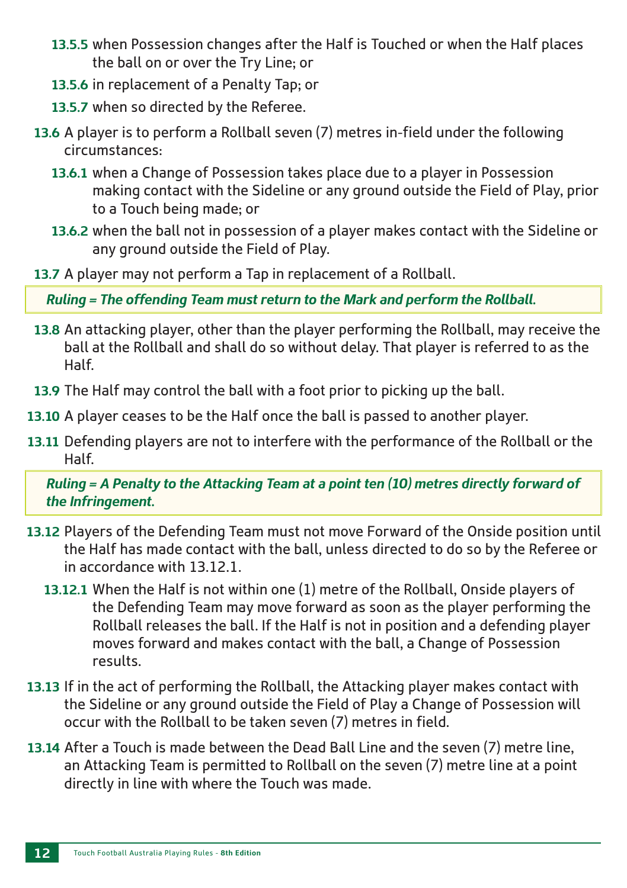**13.5.5** when Possession changes after the Half is Touched or when the Half places the ball on or over the Try Line; or

**13.5.6** in replacement of a Penalty Tap; or

**13.5.7** when so directed by the Referee.

**13.6** A player is to perform a Rollball seven (7) metres in-field under the following circumstances:

**13.6.1** when a Change of Possession takes place due to a player in Possession making contact with the Sideline or any ground outside the Field of Play, prior to a Touch being made; or

**13.6.2** when the ball not in possession of a player makes contact with the Sideline or any ground outside the Field of Play.

**13.7** A player may not perform a Tap in replacement of a Rollball.

***Ruling = The offending Team must return to the Mark and perform the Rollball.***

**13.8** An attacking player, other than the player performing the Rollball, may receive the ball at the Rollball and shall do so without delay. That player is referred to as the Half.

**13.9** The Half may control the ball with a foot prior to picking up the ball.

**13.10** A player ceases to be the Half once the ball is passed to another player.

**13.11** Defending players are not to interfere with the performance of the Rollball or the Half.

***Ruling = A Penalty to the Attacking Team at a point ten (10) metres directly forward of the Infringement.***

**13.12** Players of the Defending Team must not move Forward of the Onside position until the Half has made contact with the ball, unless directed to do so by the Referee or in accordance with 13.12.1.

**13.12.1** When the Half is not within one (1) metre of the Rollball, Onside players of the Defending Team may move forward as soon as the player performing the Rollball releases the ball. If the Half is not in position and a defending player moves forward and makes contact with the ball, a Change of Possession results.

**13.13** If in the act of performing the Rollball, the Attacking player makes contact with the Sideline or any ground outside the Field of Play a Change of Possession will occur with the Rollball to be taken seven (7) metres in field.

**13.14** After a Touch is made between the Dead Ball Line and the seven (7) metre line, an Attacking Team is permitted to Rollball on the seven (7) metre line at a point directly in line with where the Touch was made.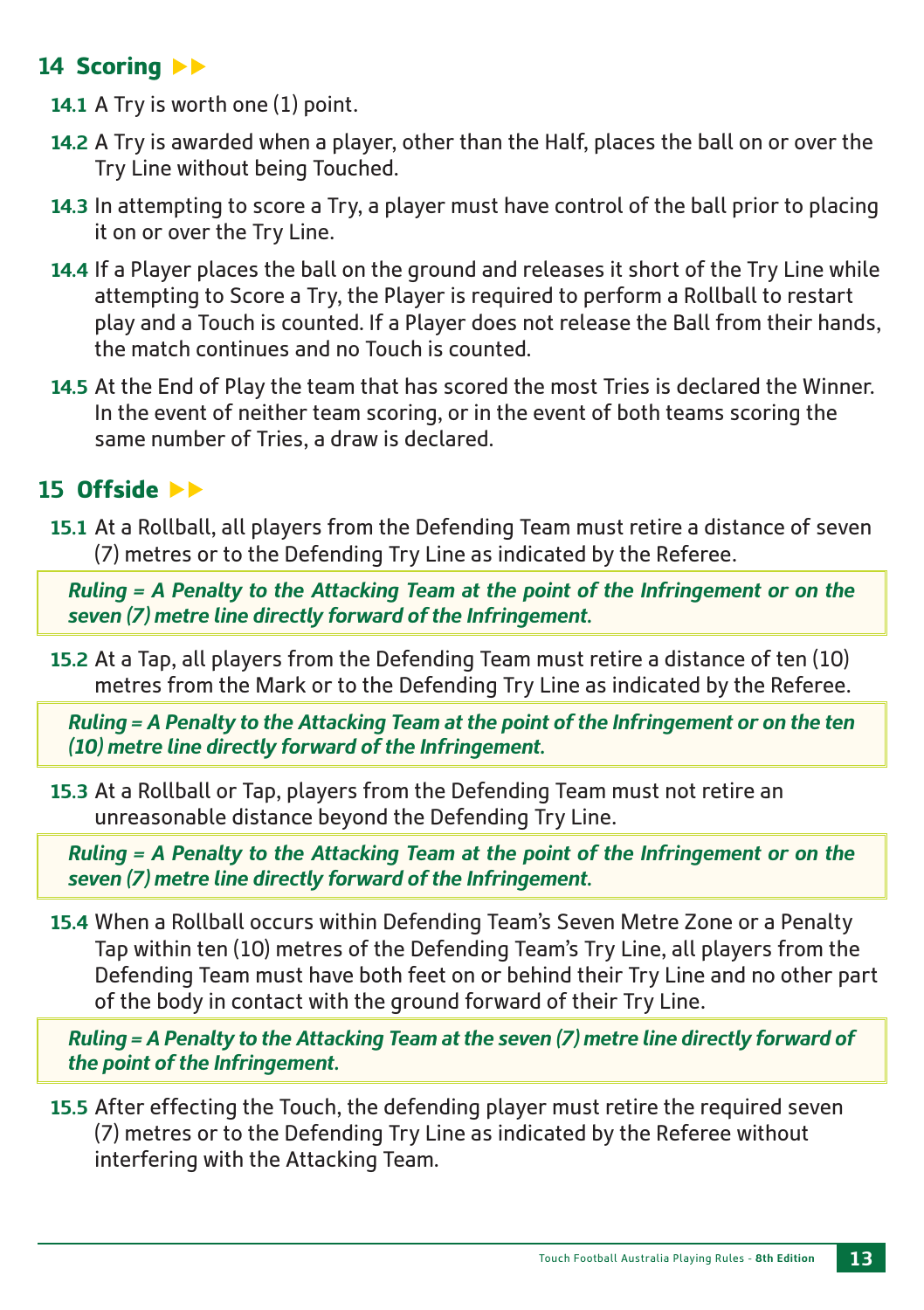## 14 Scoring ▶▶

**14.1** A Try is worth one (1) point.

**14.2** A Try is awarded when a player, other than the Half, places the ball on or over the Try Line without being Touched.

**14.3** In attempting to score a Try, a player must have control of the ball prior to placing it on or over the Try Line.

**14.4** If a Player places the ball on the ground and releases it short of the Try Line while attempting to Score a Try, the Player is required to perform a Rollball to restart play and a Touch is counted. If a Player does not release the Ball from their hands, the match continues and no Touch is counted.

**14.5** At the End of Play the team that has scored the most Tries is declared the Winner. In the event of neither team scoring, or in the event of both teams scoring the same number of Tries, a draw is declared.

## 15 Offside ▶▶

**15.1** At a Rollball, all players from the Defending Team must retire a distance of seven (7) metres or to the Defending Try Line as indicated by the Referee.

> ***Ruling = A Penalty to the Attacking Team at the point of the Infringement or on the seven (7) metre line directly forward of the Infringement.***

**15.2** At a Tap, all players from the Defending Team must retire a distance of ten (10) metres from the Mark or to the Defending Try Line as indicated by the Referee.

> ***Ruling = A Penalty to the Attacking Team at the point of the Infringement or on the ten (10) metre line directly forward of the Infringement.***

**15.3** At a Rollball or Tap, players from the Defending Team must not retire an unreasonable distance beyond the Defending Try Line.

> ***Ruling = A Penalty to the Attacking Team at the point of the Infringement or on the seven (7) metre line directly forward of the Infringement.***

**15.4** When a Rollball occurs within Defending Team's Seven Metre Zone or a Penalty Tap within ten (10) metres of the Defending Team's Try Line, all players from the Defending Team must have both feet on or behind their Try Line and no other part of the body in contact with the ground forward of their Try Line.

> ***Ruling = A Penalty to the Attacking Team at the seven (7) metre line directly forward of the point of the Infringement.***

**15.5** After effecting the Touch, the defending player must retire the required seven (7) metres or to the Defending Try Line as indicated by the Referee without interfering with the Attacking Team.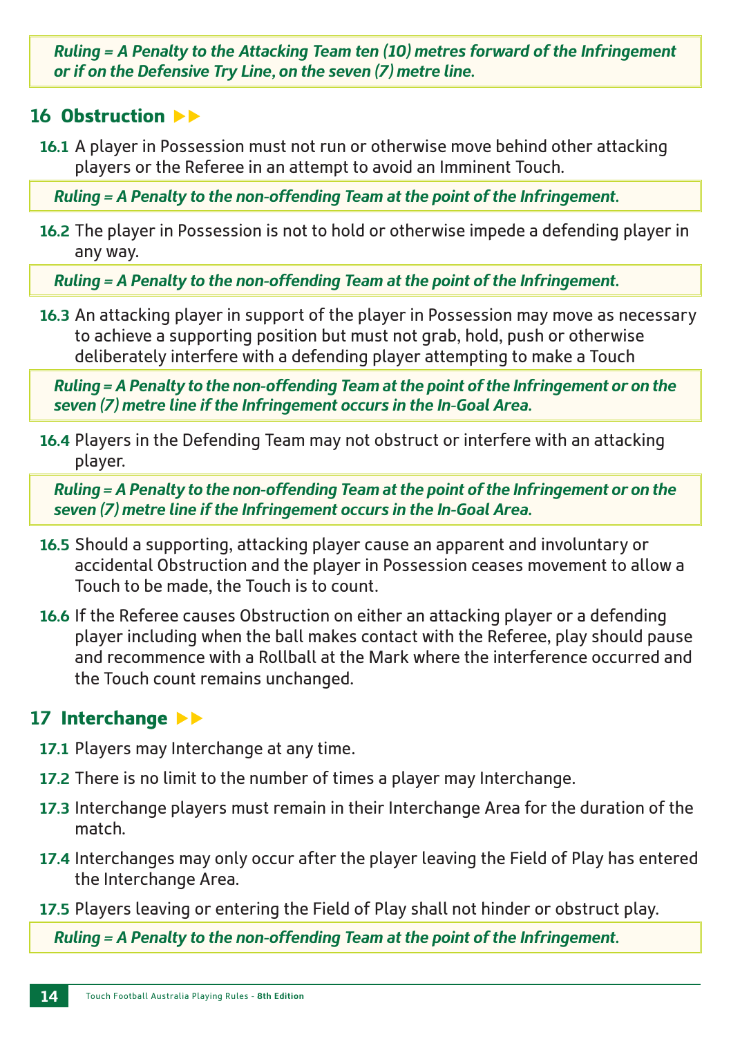*Ruling = A Penalty to the Attacking Team ten (10) metres forward of the Infringement or if on the Defensive Try Line, on the seven (7) metre line.*

## 16 Obstruction ▶▶

**16.1** A player in Possession must not run or otherwise move behind other attacking players or the Referee in an attempt to avoid an Imminent Touch.

*Ruling = A Penalty to the non-offending Team at the point of the Infringement.*

**16.2** The player in Possession is not to hold or otherwise impede a defending player in any way.

*Ruling = A Penalty to the non-offending Team at the point of the Infringement.*

**16.3** An attacking player in support of the player in Possession may move as necessary to achieve a supporting position but must not grab, hold, push or otherwise deliberately interfere with a defending player attempting to make a Touch

*Ruling = A Penalty to the non-offending Team at the point of the Infringement or on the seven (7) metre line if the Infringement occurs in the In-Goal Area.*

**16.4** Players in the Defending Team may not obstruct or interfere with an attacking player.

*Ruling = A Penalty to the non-offending Team at the point of the Infringement or on the seven (7) metre line if the Infringement occurs in the In-Goal Area.*

**16.5** Should a supporting, attacking player cause an apparent and involuntary or accidental Obstruction and the player in Possession ceases movement to allow a Touch to be made, the Touch is to count.

**16.6** If the Referee causes Obstruction on either an attacking player or a defending player including when the ball makes contact with the Referee, play should pause and recommence with a Rollball at the Mark where the interference occurred and the Touch count remains unchanged.

## 17 Interchange ▶▶

**17.1** Players may Interchange at any time.

**17.2** There is no limit to the number of times a player may Interchange.

**17.3** Interchange players must remain in their Interchange Area for the duration of the match.

**17.4** Interchanges may only occur after the player leaving the Field of Play has entered the Interchange Area.

**17.5** Players leaving or entering the Field of Play shall not hinder or obstruct play.

*Ruling = A Penalty to the non-offending Team at the point of the Infringement.*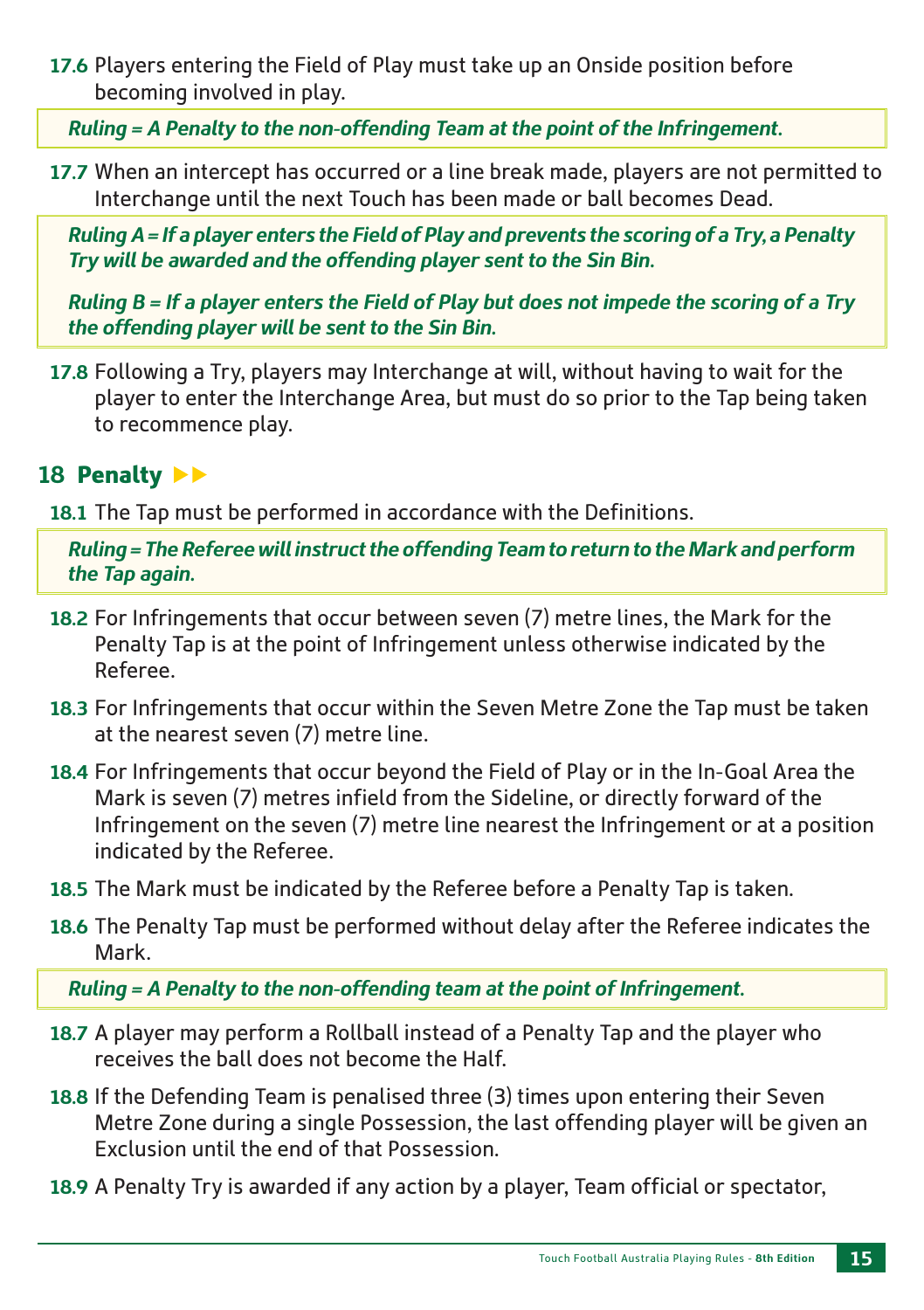**17.6** Players entering the Field of Play must take up an Onside position before becoming involved in play.

> ***Ruling = A Penalty to the non-offending Team at the point of the Infringement.***

**17.7** When an intercept has occurred or a line break made, players are not permitted to Interchange until the next Touch has been made or ball becomes Dead.

> ***Ruling A = If a player enters the Field of Play and prevents the scoring of a Try, a Penalty Try will be awarded and the offending player sent to the Sin Bin.***
>
> ***Ruling B = If a player enters the Field of Play but does not impede the scoring of a Try the offending player will be sent to the Sin Bin.***

**17.8** Following a Try, players may Interchange at will, without having to wait for the player to enter the Interchange Area, but must do so prior to the Tap being taken to recommence play.

## 18 Penalty ▶▶

**18.1** The Tap must be performed in accordance with the Definitions.

> ***Ruling = The Referee will instruct the offending Team to return to the Mark and perform the Tap again.***

**18.2** For Infringements that occur between seven (7) metre lines, the Mark for the Penalty Tap is at the point of Infringement unless otherwise indicated by the Referee.

**18.3** For Infringements that occur within the Seven Metre Zone the Tap must be taken at the nearest seven (7) metre line.

**18.4** For Infringements that occur beyond the Field of Play or in the In-Goal Area the Mark is seven (7) metres infield from the Sideline, or directly forward of the Infringement on the seven (7) metre line nearest the Infringement or at a position indicated by the Referee.

**18.5** The Mark must be indicated by the Referee before a Penalty Tap is taken.

**18.6** The Penalty Tap must be performed without delay after the Referee indicates the Mark.

> ***Ruling = A Penalty to the non-offending team at the point of Infringement.***

**18.7** A player may perform a Rollball instead of a Penalty Tap and the player who receives the ball does not become the Half.

**18.8** If the Defending Team is penalised three (3) times upon entering their Seven Metre Zone during a single Possession, the last offending player will be given an Exclusion until the end of that Possession.

**18.9** A Penalty Try is awarded if any action by a player, Team official or spectator,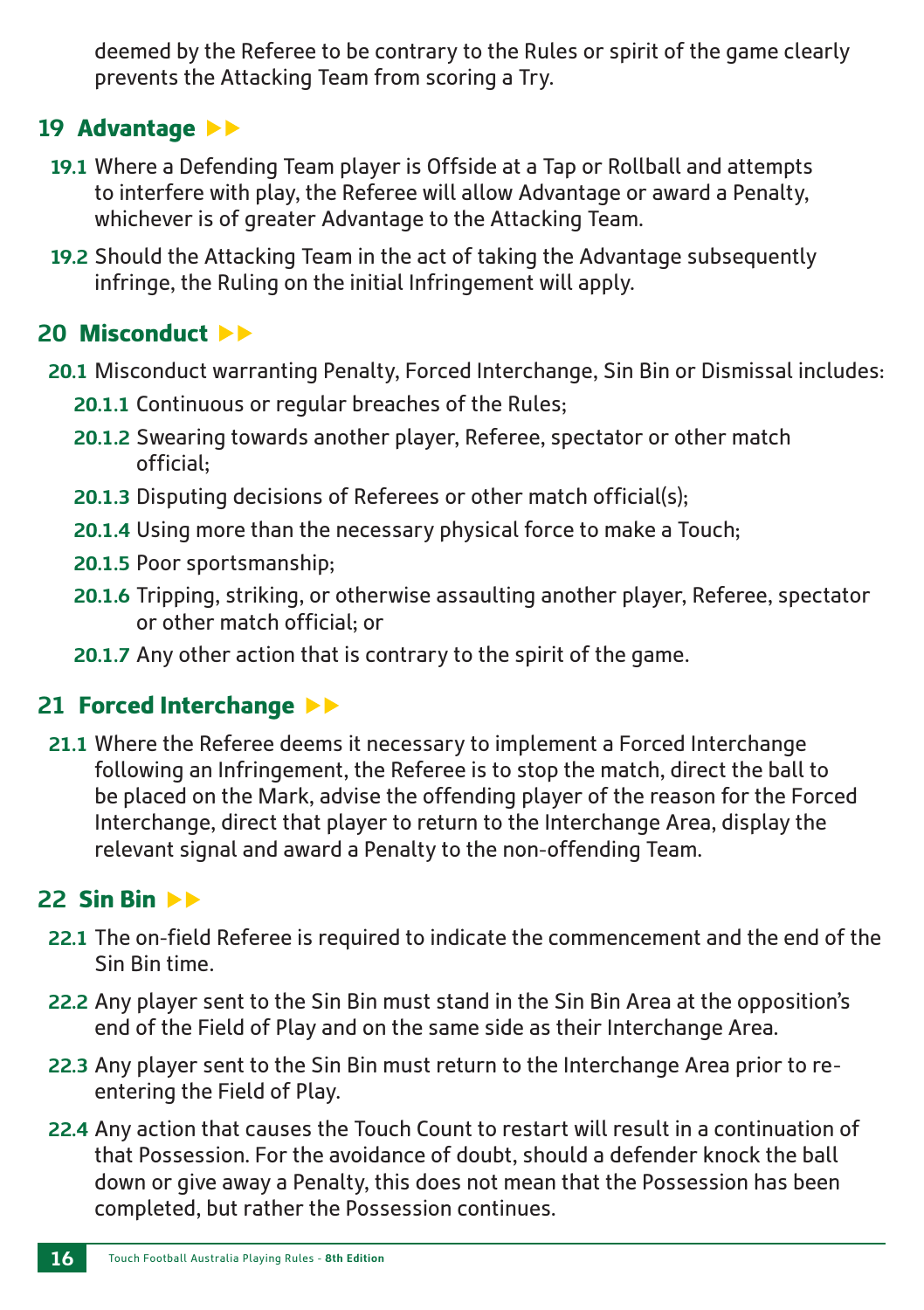deemed by the Referee to be contrary to the Rules or spirit of the game clearly prevents the Attacking Team from scoring a Try.

## 19 Advantage ▶▶

**19.1** Where a Defending Team player is Offside at a Tap or Rollball and attempts to interfere with play, the Referee will allow Advantage or award a Penalty, whichever is of greater Advantage to the Attacking Team.

**19.2** Should the Attacking Team in the act of taking the Advantage subsequently infringe, the Ruling on the initial Infringement will apply.

## 20 Misconduct ▶▶

**20.1** Misconduct warranting Penalty, Forced Interchange, Sin Bin or Dismissal includes:

- **20.1.1** Continuous or regular breaches of the Rules;
- **20.1.2** Swearing towards another player, Referee, spectator or other match official;
- **20.1.3** Disputing decisions of Referees or other match official(s);
- **20.1.4** Using more than the necessary physical force to make a Touch;
- **20.1.5** Poor sportsmanship;
- **20.1.6** Tripping, striking, or otherwise assaulting another player, Referee, spectator or other match official; or
- **20.1.7** Any other action that is contrary to the spirit of the game.

## 21 Forced Interchange ▶▶

**21.1** Where the Referee deems it necessary to implement a Forced Interchange following an Infringement, the Referee is to stop the match, direct the ball to be placed on the Mark, advise the offending player of the reason for the Forced Interchange, direct that player to return to the Interchange Area, display the relevant signal and award a Penalty to the non-offending Team.

## 22 Sin Bin ▶▶

**22.1** The on-field Referee is required to indicate the commencement and the end of the Sin Bin time.

**22.2** Any player sent to the Sin Bin must stand in the Sin Bin Area at the opposition's end of the Field of Play and on the same side as their Interchange Area.

**22.3** Any player sent to the Sin Bin must return to the Interchange Area prior to re-entering the Field of Play.

**22.4** Any action that causes the Touch Count to restart will result in a continuation of that Possession. For the avoidance of doubt, should a defender knock the ball down or give away a Penalty, this does not mean that the Possession has been completed, but rather the Possession continues.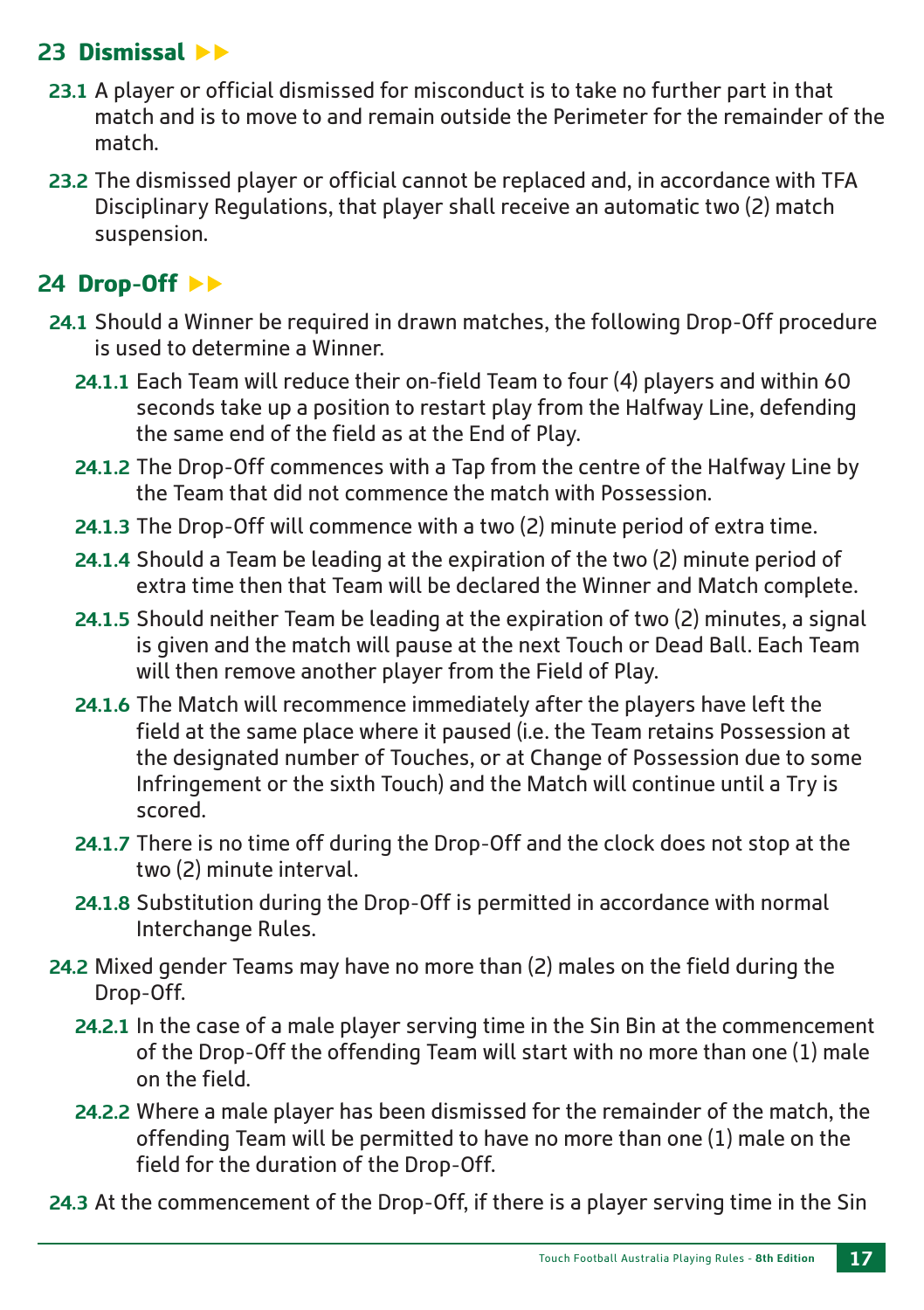## 23 Dismissal ▶▶

**23.1** A player or official dismissed for misconduct is to take no further part in that match and is to move to and remain outside the Perimeter for the remainder of the match.

**23.2** The dismissed player or official cannot be replaced and, in accordance with TFA Disciplinary Regulations, that player shall receive an automatic two (2) match suspension.

## 24 Drop-Off ▶▶

**24.1** Should a Winner be required in drawn matches, the following Drop-Off procedure is used to determine a Winner.

**24.1.1** Each Team will reduce their on-field Team to four (4) players and within 60 seconds take up a position to restart play from the Halfway Line, defending the same end of the field as at the End of Play.

**24.1.2** The Drop-Off commences with a Tap from the centre of the Halfway Line by the Team that did not commence the match with Possession.

**24.1.3** The Drop-Off will commence with a two (2) minute period of extra time.

**24.1.4** Should a Team be leading at the expiration of the two (2) minute period of extra time then that Team will be declared the Winner and Match complete.

**24.1.5** Should neither Team be leading at the expiration of two (2) minutes, a signal is given and the match will pause at the next Touch or Dead Ball. Each Team will then remove another player from the Field of Play.

**24.1.6** The Match will recommence immediately after the players have left the field at the same place where it paused (i.e. the Team retains Possession at the designated number of Touches, or at Change of Possession due to some Infringement or the sixth Touch) and the Match will continue until a Try is scored.

**24.1.7** There is no time off during the Drop-Off and the clock does not stop at the two (2) minute interval.

**24.1.8** Substitution during the Drop-Off is permitted in accordance with normal Interchange Rules.

**24.2** Mixed gender Teams may have no more than (2) males on the field during the Drop-Off.

**24.2.1** In the case of a male player serving time in the Sin Bin at the commencement of the Drop-Off the offending Team will start with no more than one (1) male on the field.

**24.2.2** Where a male player has been dismissed for the remainder of the match, the offending Team will be permitted to have no more than one (1) male on the field for the duration of the Drop-Off.

**24.3** At the commencement of the Drop-Off, if there is a player serving time in the Sin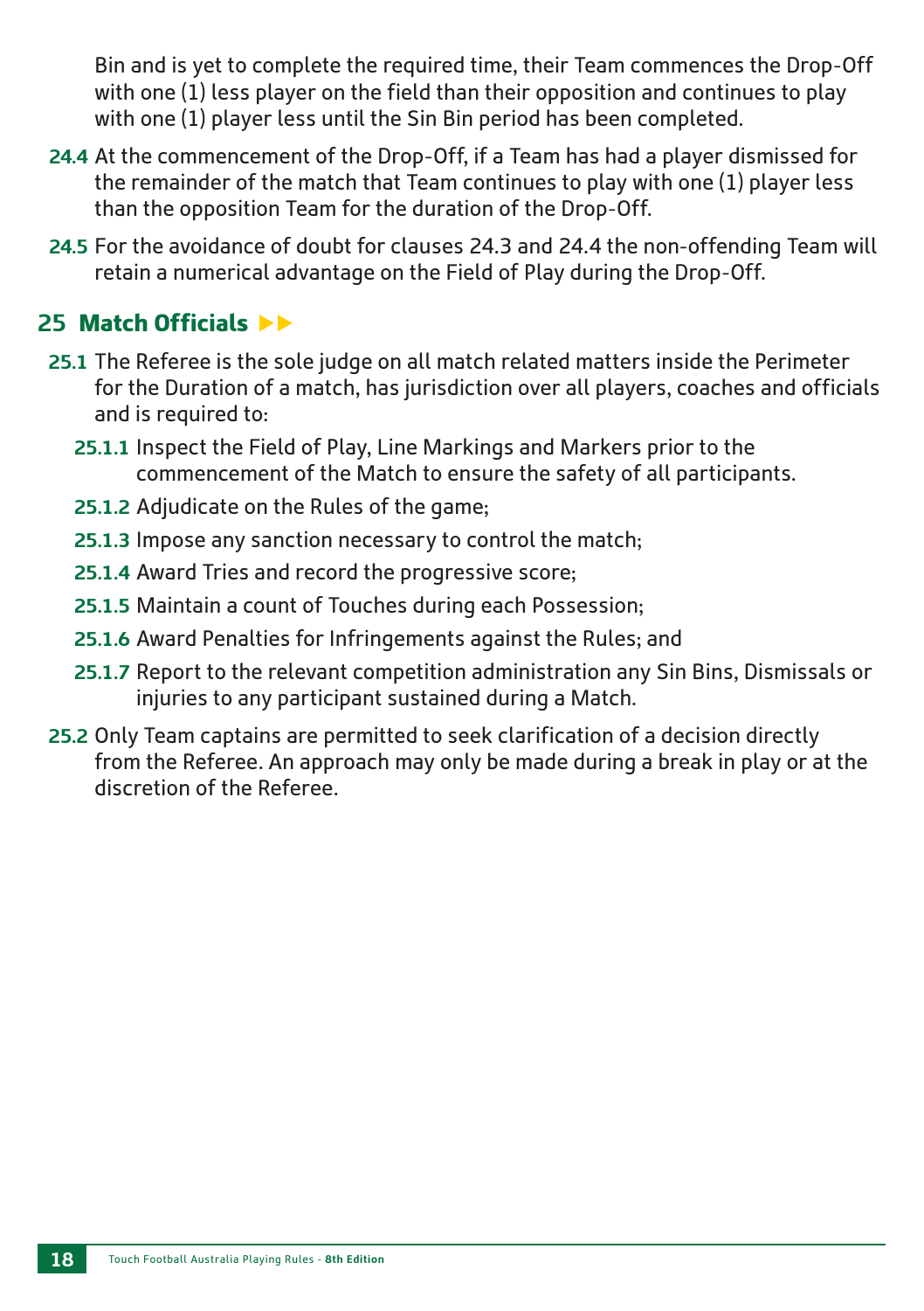Bin and is yet to complete the required time, their Team commences the Drop-Off with one (1) less player on the field than their opposition and continues to play with one (1) player less until the Sin Bin period has been completed.

**24.4** At the commencement of the Drop-Off, if a Team has had a player dismissed for the remainder of the match that Team continues to play with one (1) player less than the opposition Team for the duration of the Drop-Off.

**24.5** For the avoidance of doubt for clauses 24.3 and 24.4 the non-offending Team will retain a numerical advantage on the Field of Play during the Drop-Off.

## 25 Match Officials ▶▶

**25.1** The Referee is the sole judge on all match related matters inside the Perimeter for the Duration of a match, has jurisdiction over all players, coaches and officials and is required to:

- **25.1.1** Inspect the Field of Play, Line Markings and Markers prior to the commencement of the Match to ensure the safety of all participants.
- **25.1.2** Adjudicate on the Rules of the game;
- **25.1.3** Impose any sanction necessary to control the match;
- **25.1.4** Award Tries and record the progressive score;
- **25.1.5** Maintain a count of Touches during each Possession;
- **25.1.6** Award Penalties for Infringements against the Rules; and
- **25.1.7** Report to the relevant competition administration any Sin Bins, Dismissals or injuries to any participant sustained during a Match.

**25.2** Only Team captains are permitted to seek clarification of a decision directly from the Referee. An approach may only be made during a break in play or at the discretion of the Referee.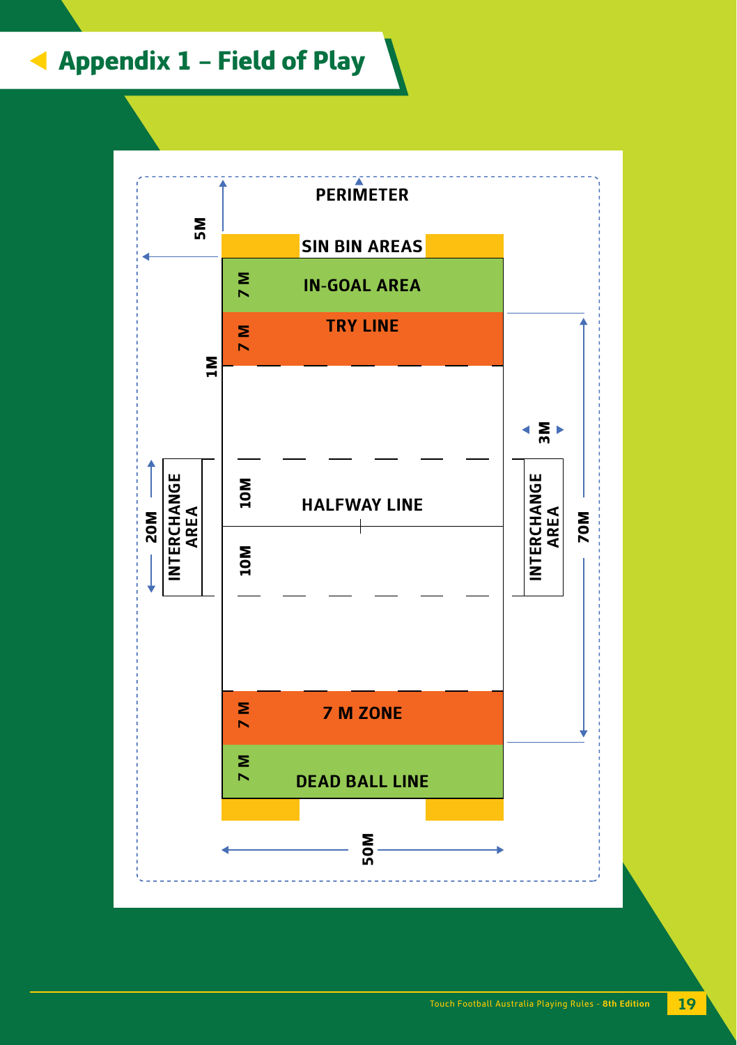# Appendix 1 – Field of Play

PERIMETER

5M

SIN BIN AREAS

7 M IN-GOAL AREA

7 M TRY LINE

1M

3M

INTERCHANGE AREA

20M

10M HALFWAY LINE

10M

70M

7 M 7 M ZONE

7 M DEAD BALL LINE

50M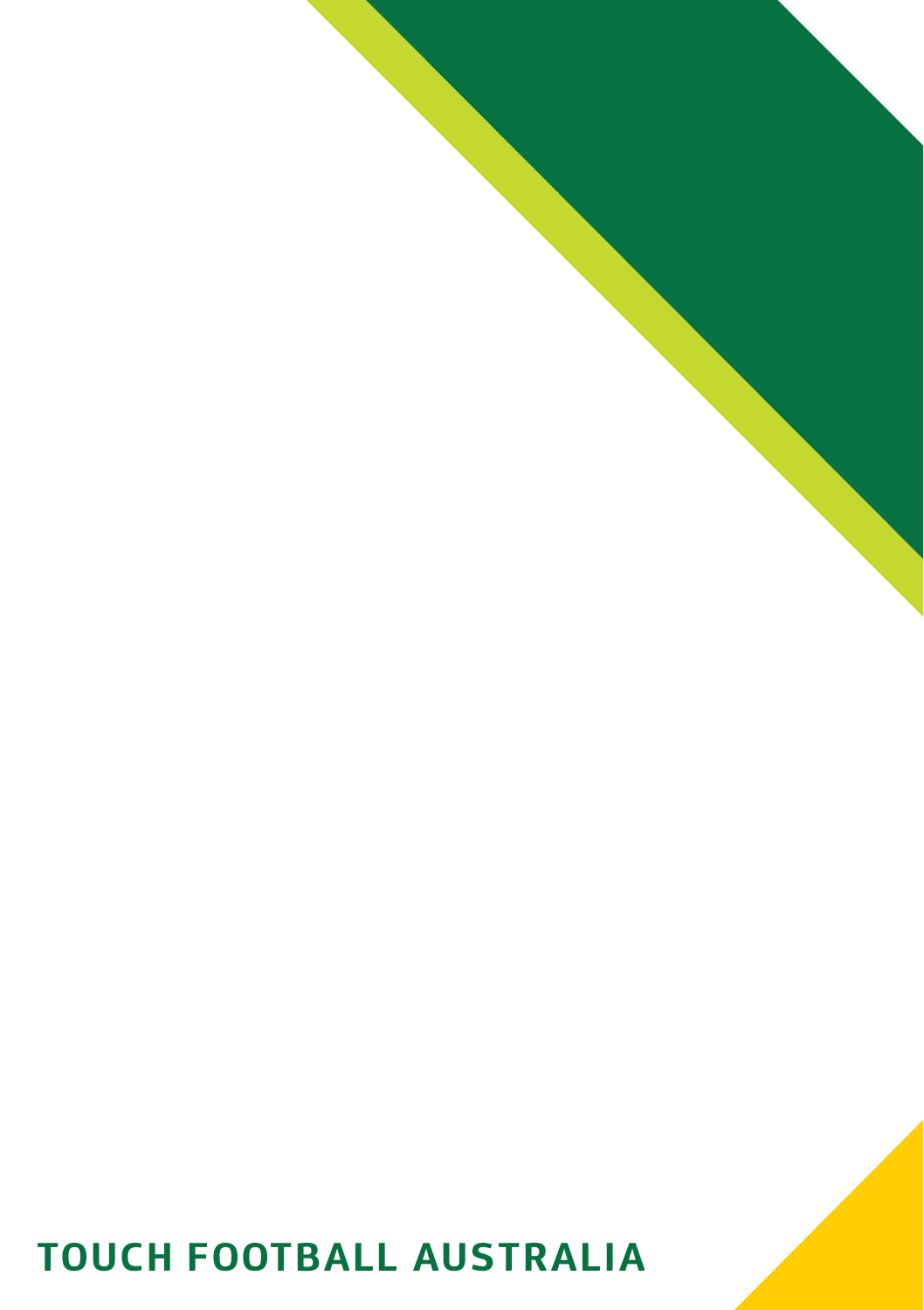TOUCH FOOTBALL AUSTRALIA